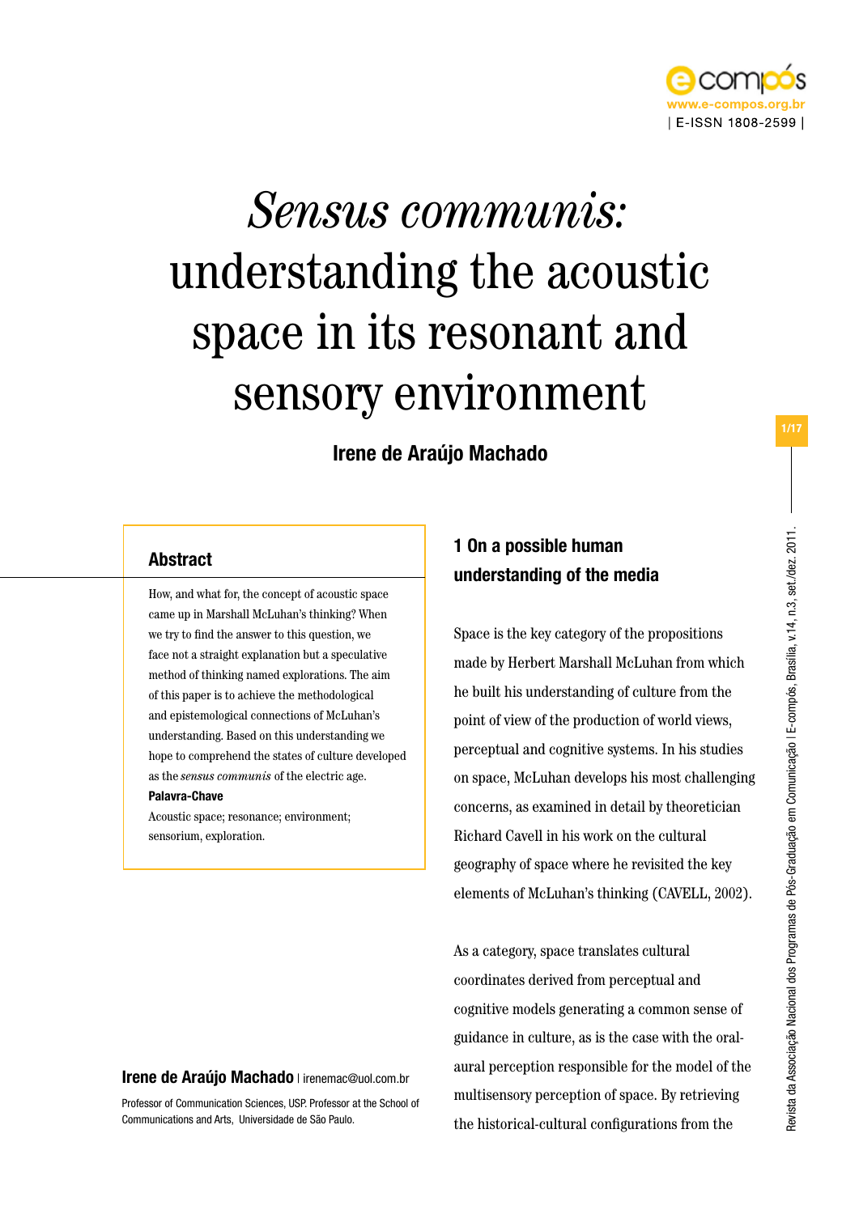# *Sensus communis:* understanding the acoustic space in its resonant and sensory environment

**Irene de Araújo Machado**

## Abstract

How, and what for, the concept of acoustic space came up in Marshall McLuhan's thinking? When we try to find the answer to this question, we face not a straight explanation but a speculative method of thinking named explorations. The aim of this paper is to achieve the methodological and epistemological connections of McLuhan's understanding. Based on this understanding we hope to comprehend the states of culture developed as the *sensus communis* of the electric age.

**Palavra-Chave**

Acoustic space; resonance; environment; sensorium, exploration.

**Irene de Araújo Machado** | irenemac@uol.com.br

Professor of Communication Sciences, USP. Professor at the School of Communications and Arts, Universidade de São Paulo.

## 1 On a possible human understanding of the media

Space is the key category of the propositions made by Herbert Marshall McLuhan from which he built his understanding of culture from the point of view of the production of world views, perceptual and cognitive systems. In his studies on space, McLuhan develops his most challenging concerns, as examined in detail by theoretician Richard Cavell in his work on the cultural geography of space where he revisited the key elements of McLuhan's thinking (CAVELL, 2002).

As a category, space translates cultural coordinates derived from perceptual and cognitive models generating a common sense of guidance in culture, as is the case with the oral-aural perception responsible for the model of the multisensory perception of space. By retrieving the historical-cultural configurations from the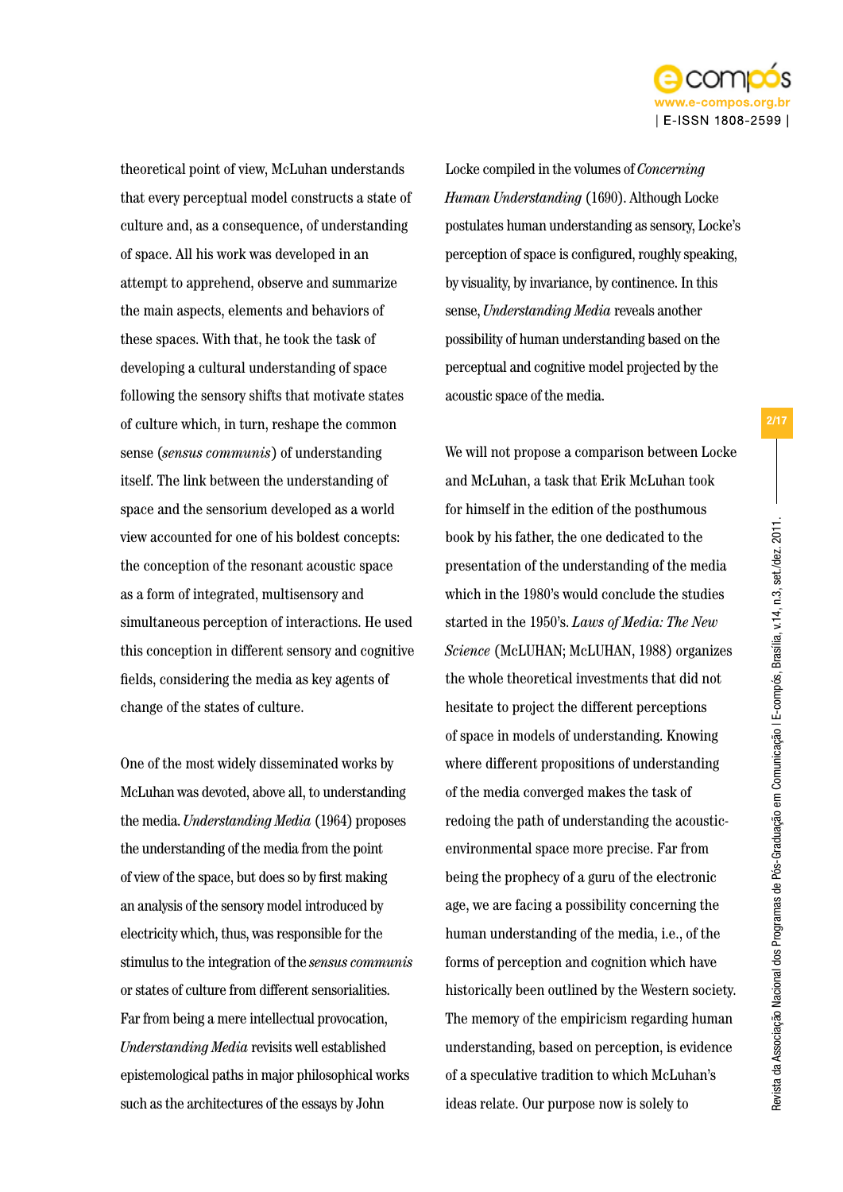theoretical point of view, McLuhan understands that every perceptual model constructs a state of culture and, as a consequence, of understanding of space. All his work was developed in an attempt to apprehend, observe and summarize the main aspects, elements and behaviors of these spaces. With that, he took the task of developing a cultural understanding of space following the sensory shifts that motivate states of culture which, in turn, reshape the common sense (*sensus communis*) of understanding itself. The link between the understanding of space and the sensorium developed as a world view accounted for one of his boldest concepts: the conception of the resonant acoustic space as a form of integrated, multisensory and simultaneous perception of interactions. He used this conception in different sensory and cognitive fields, considering the media as key agents of change of the states of culture.

One of the most widely disseminated works by McLuhan was devoted, above all, to understanding the media. *Understanding Media* (1964) proposes the understanding of the media from the point of view of the space, but does so by first making an analysis of the sensory model introduced by electricity which, thus, was responsible for the stimulus to the integration of the *sensus communis* or states of culture from different sensorialities. Far from being a mere intellectual provocation, *Understanding Media* revisits well established epistemological paths in major philosophical works such as the architectures of the essays by John Locke compiled in the volumes of *Concerning Human Understanding* (1690). Although Locke postulates human understanding as sensory, Locke's perception of space is configured, roughly speaking, by visuality, by invariance, by continence. In this sense, *Understanding Media* reveals another possibility of human understanding based on the perceptual and cognitive model projected by the acoustic space of the media.

We will not propose a comparison between Locke and McLuhan, a task that Erik McLuhan took for himself in the edition of the posthumous book by his father, the one dedicated to the presentation of the understanding of the media which in the 1980's would conclude the studies started in the 1950's. *Laws of Media: The New Science* (McLUHAN; McLUHAN, 1988) organizes the whole theoretical investments that did not hesitate to project the different perceptions of space in models of understanding. Knowing where different propositions of understanding of the media converged makes the task of redoing the path of understanding the acoustic-environmental space more precise. Far from being the prophecy of a guru of the electronic age, we are facing a possibility concerning the human understanding of the media, i.e., of the forms of perception and cognition which have historically been outlined by the Western society. The memory of the empiricism regarding human understanding, based on perception, is evidence of a speculative tradition to which McLuhan's ideas relate. Our purpose now is solely to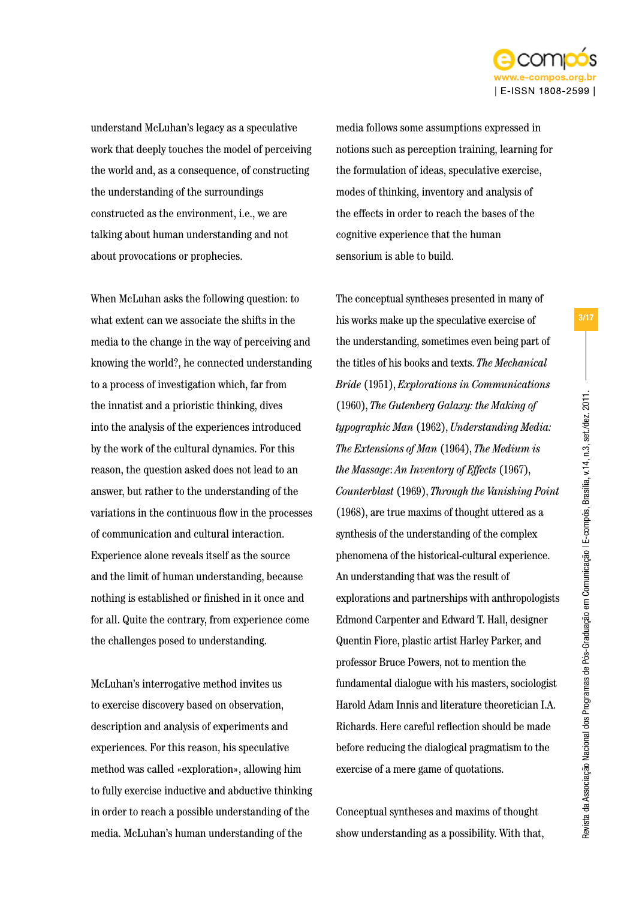understand McLuhan's legacy as a speculative work that deeply touches the model of perceiving the world and, as a consequence, of constructing the understanding of the surroundings constructed as the environment, i.e., we are talking about human understanding and not about provocations or prophecies.

When McLuhan asks the following question: to what extent can we associate the shifts in the media to the change in the way of perceiving and knowing the world?, he connected understanding to a process of investigation which, far from the innatist and a prioristic thinking, dives into the analysis of the experiences introduced by the work of the cultural dynamics. For this reason, the question asked does not lead to an answer, but rather to the understanding of the variations in the continuous flow in the processes of communication and cultural interaction. Experience alone reveals itself as the source and the limit of human understanding, because nothing is established or finished in it once and for all. Quite the contrary, from experience come the challenges posed to understanding.

McLuhan's interrogative method invites us to exercise discovery based on observation, description and analysis of experiments and experiences. For this reason, his speculative method was called «exploration», allowing him to fully exercise inductive and abductive thinking in order to reach a possible understanding of the media. McLuhan's human understanding of the media follows some assumptions expressed in notions such as perception training, learning for the formulation of ideas, speculative exercise, modes of thinking, inventory and analysis of the effects in order to reach the bases of the cognitive experience that the human sensorium is able to build.

The conceptual syntheses presented in many of his works make up the speculative exercise of the understanding, sometimes even being part of the titles of his books and texts. *The Mechanical Bride* (1951), *Explorations in Communications* (1960), *The Gutenberg Galaxy: the Making of typographic Man* (1962), *Understanding Media: The Extensions of Man* (1964), *The Medium is the Massage*: *An Inventory of Effects* (1967), *Counterblast* (1969), *Through the Vanishing Point* (1968), are true maxims of thought uttered as a synthesis of the understanding of the complex phenomena of the historical-cultural experience. An understanding that was the result of explorations and partnerships with anthropologists Edmond Carpenter and Edward T. Hall, designer Quentin Fiore, plastic artist Harley Parker, and professor Bruce Powers, not to mention the fundamental dialogue with his masters, sociologist Harold Adam Innis and literature theoretician I.A. Richards. Here careful reflection should be made before reducing the dialogical pragmatism to the exercise of a mere game of quotations.

Conceptual syntheses and maxims of thought show understanding as a possibility. With that,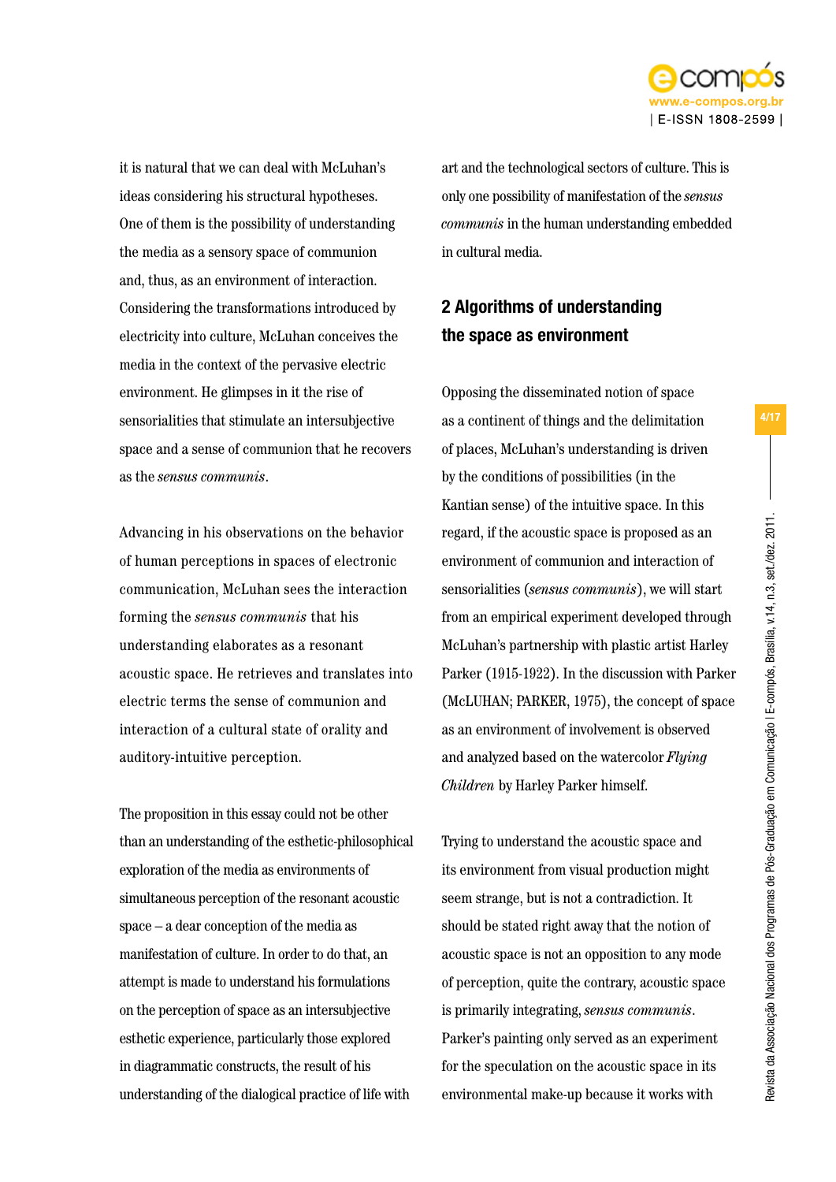it is natural that we can deal with McLuhan's ideas considering his structural hypotheses. One of them is the possibility of understanding the media as a sensory space of communion and, thus, as an environment of interaction. Considering the transformations introduced by electricity into culture, McLuhan conceives the media in the context of the pervasive electric environment. He glimpses in it the rise of sensorialities that stimulate an intersubjective space and a sense of communion that he recovers as the *sensus communis*.

Advancing in his observations on the behavior of human perceptions in spaces of electronic communication, McLuhan sees the interaction forming the *sensus communis* that his understanding elaborates as a resonant acoustic space. He retrieves and translates into electric terms the sense of communion and interaction of a cultural state of orality and auditory-intuitive perception.

The proposition in this essay could not be other than an understanding of the esthetic-philosophical exploration of the media as environments of simultaneous perception of the resonant acoustic space – a dear conception of the media as manifestation of culture. In order to do that, an attempt is made to understand his formulations on the perception of space as an intersubjective esthetic experience, particularly those explored in diagrammatic constructs, the result of his understanding of the dialogical practice of life with art and the technological sectors of culture. This is only one possibility of manifestation of the *sensus communis* in the human understanding embedded in cultural media.

## 2 Algorithms of understanding the space as environment

Opposing the disseminated notion of space as a continent of things and the delimitation of places, McLuhan's understanding is driven by the conditions of possibilities (in the Kantian sense) of the intuitive space. In this regard, if the acoustic space is proposed as an environment of communion and interaction of sensorialities (*sensus communis*), we will start from an empirical experiment developed through McLuhan's partnership with plastic artist Harley Parker (1915-1922). In the discussion with Parker (McLUHAN; PARKER, 1975), the concept of space as an environment of involvement is observed and analyzed based on the watercolor *Flying Children* by Harley Parker himself.

Trying to understand the acoustic space and its environment from visual production might seem strange, but is not a contradiction. It should be stated right away that the notion of acoustic space is not an opposition to any mode of perception, quite the contrary, acoustic space is primarily integrating, *sensus communis*. Parker's painting only served as an experiment for the speculation on the acoustic space in its environmental make-up because it works with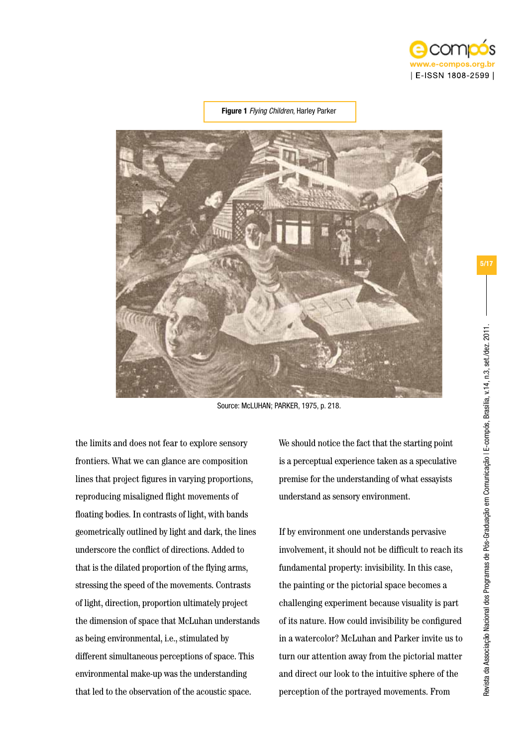**Figure 1** *Flying Children*, Harley Parker

Source: McLUHAN; PARKER, 1975, p. 218.

the limits and does not fear to explore sensory frontiers. What we can glance are composition lines that project figures in varying proportions, reproducing misaligned flight movements of floating bodies. In contrasts of light, with bands geometrically outlined by light and dark, the lines underscore the conflict of directions. Added to that is the dilated proportion of the flying arms, stressing the speed of the movements. Contrasts of light, direction, proportion ultimately project the dimension of space that McLuhan understands as being environmental, i.e., stimulated by different simultaneous perceptions of space. This environmental make-up was the understanding that led to the observation of the acoustic space.

We should notice the fact that the starting point is a perceptual experience taken as a speculative premise for the understanding of what essayists understand as sensory environment.

If by environment one understands pervasive involvement, it should not be difficult to reach its fundamental property: invisibility. In this case, the painting or the pictorial space becomes a challenging experiment because visuality is part of its nature. How could invisibility be configured in a watercolor? McLuhan and Parker invite us to turn our attention away from the pictorial matter and direct our look to the intuitive sphere of the perception of the portrayed movements. From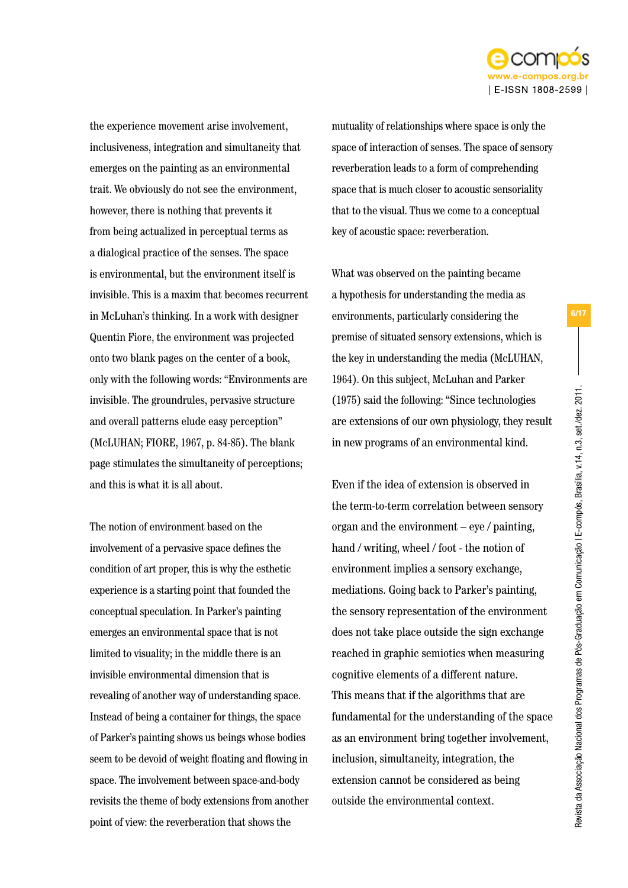the experience movement arise involvement, inclusiveness, integration and simultaneity that emerges on the painting as an environmental trait. We obviously do not see the environment, however, there is nothing that prevents it from being actualized in perceptual terms as a dialogical practice of the senses. The space is environmental, but the environment itself is invisible. This is a maxim that becomes recurrent in McLuhan's thinking. In a work with designer Quentin Fiore, the environment was projected onto two blank pages on the center of a book, only with the following words: "Environments are invisible. The groundrules, pervasive structure and overall patterns elude easy perception" (McLUHAN; FIORE, 1967, p. 84-85). The blank page stimulates the simultaneity of perceptions; and this is what it is all about.

The notion of environment based on the involvement of a pervasive space defines the condition of art proper, this is why the esthetic experience is a starting point that founded the conceptual speculation. In Parker's painting emerges an environmental space that is not limited to visuality; in the middle there is an invisible environmental dimension that is revealing of another way of understanding space. Instead of being a container for things, the space of Parker's painting shows us beings whose bodies seem to be devoid of weight floating and flowing in space. The involvement between space-and-body revisits the theme of body extensions from another point of view: the reverberation that shows the mutuality of relationships where space is only the space of interaction of senses. The space of sensory reverberation leads to a form of comprehending space that is much closer to acoustic sensoriality that to the visual. Thus we come to a conceptual key of acoustic space: reverberation.

What was observed on the painting became a hypothesis for understanding the media as environments, particularly considering the premise of situated sensory extensions, which is the key in understanding the media (McLUHAN, 1964). On this subject, McLuhan and Parker (1975) said the following: "Since technologies are extensions of our own physiology, they result in new programs of an environmental kind.

Even if the idea of extension is observed in the term-to-term correlation between sensory organ and the environment – eye / painting, hand / writing, wheel / foot - the notion of environment implies a sensory exchange, mediations. Going back to Parker's painting, the sensory representation of the environment does not take place outside the sign exchange reached in graphic semiotics when measuring cognitive elements of a different nature. This means that if the algorithms that are fundamental for the understanding of the space as an environment bring together involvement, inclusion, simultaneity, integration, the extension cannot be considered as being outside the environmental context.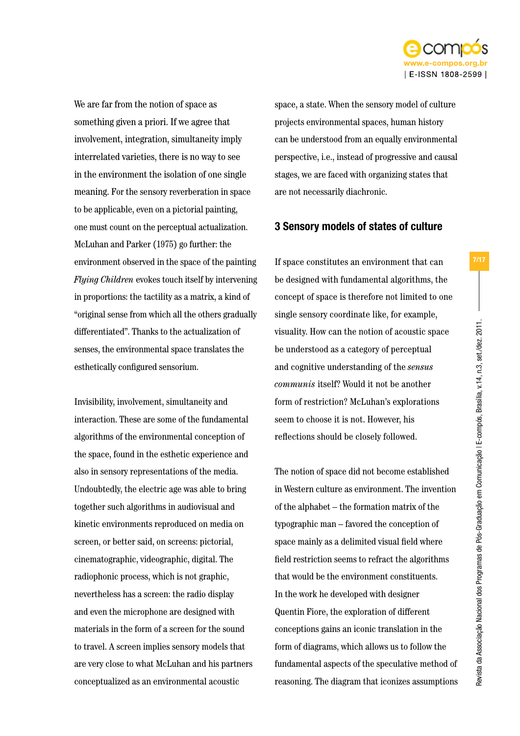We are far from the notion of space as something given a priori. If we agree that involvement, integration, simultaneity imply interrelated varieties, there is no way to see in the environment the isolation of one single meaning. For the sensory reverberation in space to be applicable, even on a pictorial painting, one must count on the perceptual actualization. McLuhan and Parker (1975) go further: the environment observed in the space of the painting *Flying Children* evokes touch itself by intervening in proportions: the tactility as a matrix, a kind of "original sense from which all the others gradually differentiated". Thanks to the actualization of senses, the environmental space translates the esthetically configured sensorium.

Invisibility, involvement, simultaneity and interaction. These are some of the fundamental algorithms of the environmental conception of the space, found in the esthetic experience and also in sensory representations of the media. Undoubtedly, the electric age was able to bring together such algorithms in audiovisual and kinetic environments reproduced on media on screen, or better said, on screens: pictorial, cinematographic, videographic, digital. The radiophonic process, which is not graphic, nevertheless has a screen: the radio display and even the microphone are designed with materials in the form of a screen for the sound to travel. A screen implies sensory models that are very close to what McLuhan and his partners conceptualized as an environmental acoustic space, a state. When the sensory model of culture projects environmental spaces, human history can be understood from an equally environmental perspective, i.e., instead of progressive and causal stages, we are faced with organizing states that are not necessarily diachronic.

## 3 Sensory models of states of culture

If space constitutes an environment that can be designed with fundamental algorithms, the concept of space is therefore not limited to one single sensory coordinate like, for example, visuality. How can the notion of acoustic space be understood as a category of perceptual and cognitive understanding of the *sensus communis* itself? Would it not be another form of restriction? McLuhan's explorations seem to choose it is not. However, his reflections should be closely followed.

The notion of space did not become established in Western culture as environment. The invention of the alphabet – the formation matrix of the typographic man – favored the conception of space mainly as a delimited visual field where field restriction seems to refract the algorithms that would be the environment constituents. In the work he developed with designer Quentin Fiore, the exploration of different conceptions gains an iconic translation in the form of diagrams, which allows us to follow the fundamental aspects of the speculative method of reasoning. The diagram that iconizes assumptions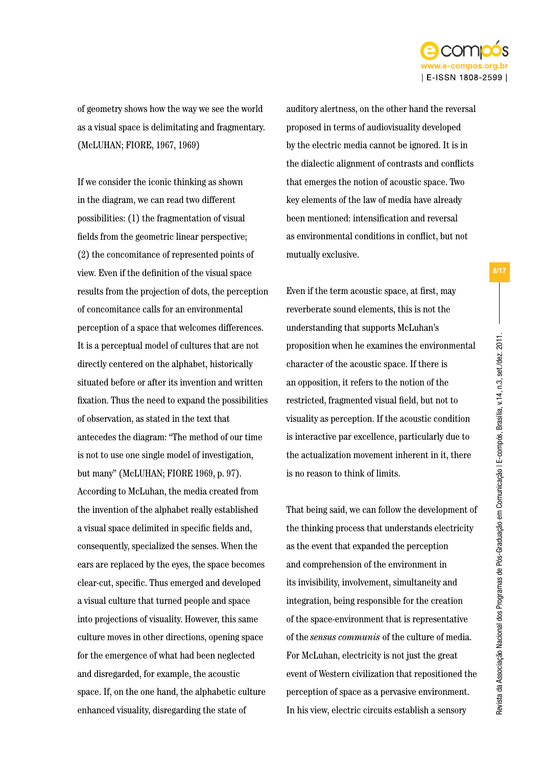of geometry shows how the way we see the world as a visual space is delimitating and fragmentary. (McLUHAN; FIORE, 1967, 1969)

If we consider the iconic thinking as shown in the diagram, we can read two different possibilities: (1) the fragmentation of visual fields from the geometric linear perspective; (2) the concomitance of represented points of view. Even if the definition of the visual space results from the projection of dots, the perception of concomitance calls for an environmental perception of a space that welcomes differences. It is a perceptual model of cultures that are not directly centered on the alphabet, historically situated before or after its invention and written fixation. Thus the need to expand the possibilities of observation, as stated in the text that antecedes the diagram: "The method of our time is not to use one single model of investigation, but many" (McLUHAN; FIORE 1969, p. 97). According to McLuhan, the media created from the invention of the alphabet really established a visual space delimited in specific fields and, consequently, specialized the senses. When the ears are replaced by the eyes, the space becomes clear-cut, specific. Thus emerged and developed a visual culture that turned people and space into projections of visuality. However, this same culture moves in other directions, opening space for the emergence of what had been neglected and disregarded, for example, the acoustic space. If, on the one hand, the alphabetic culture enhanced visuality, disregarding the state of auditory alertness, on the other hand the reversal proposed in terms of audiovisuality developed by the electric media cannot be ignored. It is in the dialectic alignment of contrasts and conflicts that emerges the notion of acoustic space. Two key elements of the law of media have already been mentioned: intensification and reversal as environmental conditions in conflict, but not mutually exclusive.

Even if the term acoustic space, at first, may reverberate sound elements, this is not the understanding that supports McLuhan's proposition when he examines the environmental character of the acoustic space. If there is an opposition, it refers to the notion of the restricted, fragmented visual field, but not to visuality as perception. If the acoustic condition is interactive par excellence, particularly due to the actualization movement inherent in it, there is no reason to think of limits.

That being said, we can follow the development of the thinking process that understands electricity as the event that expanded the perception and comprehension of the environment in its invisibility, involvement, simultaneity and integration, being responsible for the creation of the space-environment that is representative of the *sensus communis* of the culture of media. For McLuhan, electricity is not just the great event of Western civilization that repositioned the perception of space as a pervasive environment. In his view, electric circuits establish a sensory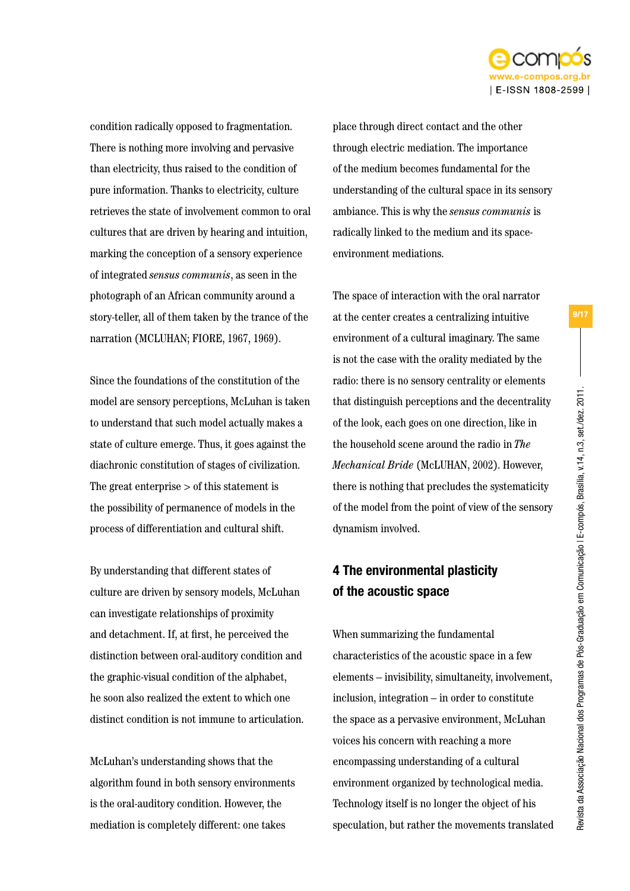condition radically opposed to fragmentation. There is nothing more involving and pervasive than electricity, thus raised to the condition of pure information. Thanks to electricity, culture retrieves the state of involvement common to oral cultures that are driven by hearing and intuition, marking the conception of a sensory experience of integrated *sensus communis*, as seen in the photograph of an African community around a story-teller, all of them taken by the trance of the narration (MCLUHAN; FIORE, 1967, 1969).

Since the foundations of the constitution of the model are sensory perceptions, McLuhan is taken to understand that such model actually makes a state of culture emerge. Thus, it goes against the diachronic constitution of stages of civilization. The great enterprise > of this statement is the possibility of permanence of models in the process of differentiation and cultural shift.

By understanding that different states of culture are driven by sensory models, McLuhan can investigate relationships of proximity and detachment. If, at first, he perceived the distinction between oral-auditory condition and the graphic-visual condition of the alphabet, he soon also realized the extent to which one distinct condition is not immune to articulation.

McLuhan's understanding shows that the algorithm found in both sensory environments is the oral-auditory condition. However, the mediation is completely different: one takes place through direct contact and the other through electric mediation. The importance of the medium becomes fundamental for the understanding of the cultural space in its sensory ambiance. This is why the *sensus communis* is radically linked to the medium and its space-environment mediations.

The space of interaction with the oral narrator at the center creates a centralizing intuitive environment of a cultural imaginary. The same is not the case with the orality mediated by the radio: there is no sensory centrality or elements that distinguish perceptions and the decentrality of the look, each goes on one direction, like in the household scene around the radio in *The Mechanical Bride* (McLUHAN, 2002). However, there is nothing that precludes the systematicity of the model from the point of view of the sensory dynamism involved.

## 4 The environmental plasticity of the acoustic space

When summarizing the fundamental characteristics of the acoustic space in a few elements – invisibility, simultaneity, involvement, inclusion, integration – in order to constitute the space as a pervasive environment, McLuhan voices his concern with reaching a more encompassing understanding of a cultural environment organized by technological media. Technology itself is no longer the object of his speculation, but rather the movements translated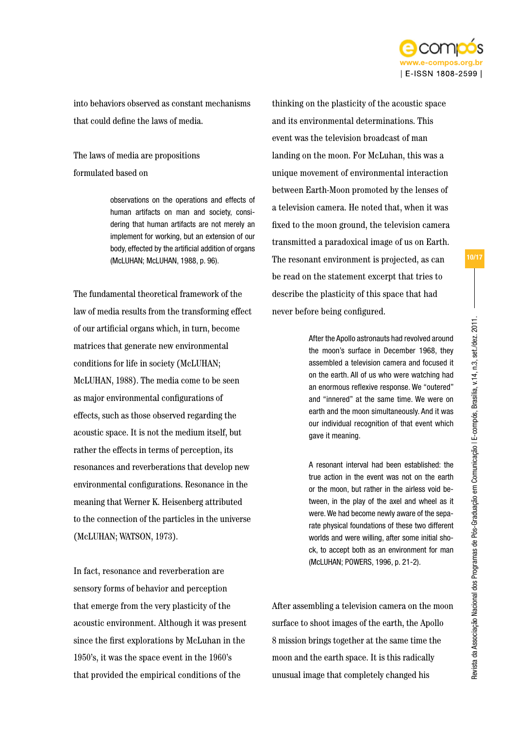into behaviors observed as constant mechanisms that could define the laws of media.

The laws of media are propositions formulated based on

> observations on the operations and effects of human artifacts on man and society, considering that human artifacts are not merely an implement for working, but an extension of our body, effected by the artificial addition of organs (McLUHAN; McLUHAN, 1988, p. 96).

The fundamental theoretical framework of the law of media results from the transforming effect of our artificial organs which, in turn, become matrices that generate new environmental conditions for life in society (McLUHAN; McLUHAN, 1988). The media come to be seen as major environmental configurations of effects, such as those observed regarding the acoustic space. It is not the medium itself, but rather the effects in terms of perception, its resonances and reverberations that develop new environmental configurations. Resonance in the meaning that Werner K. Heisenberg attributed to the connection of the particles in the universe (McLUHAN; WATSON, 1973).

In fact, resonance and reverberation are sensory forms of behavior and perception that emerge from the very plasticity of the acoustic environment. Although it was present since the first explorations by McLuhan in the 1950's, it was the space event in the 1960's that provided the empirical conditions of the thinking on the plasticity of the acoustic space and its environmental determinations. This event was the television broadcast of man landing on the moon. For McLuhan, this was a unique movement of environmental interaction between Earth-Moon promoted by the lenses of a television camera. He noted that, when it was fixed to the moon ground, the television camera transmitted a paradoxical image of us on Earth. The resonant environment is projected, as can be read on the statement excerpt that tries to describe the plasticity of this space that had never before being configured.

> After the Apollo astronauts had revolved around the moon's surface in December 1968, they assembled a television camera and focused it on the earth. All of us who were watching had an enormous reflexive response. We "outered" and "innered" at the same time. We were on earth and the moon simultaneously. And it was our individual recognition of that event which gave it meaning.
>
> A resonant interval had been established: the true action in the event was not on the earth or the moon, but rather in the airless void between, in the play of the axel and wheel as it were. We had become newly aware of the separate physical foundations of these two different worlds and were willing, after some initial shock, to accept both as an environment for man (McLUHAN; POWERS, 1996, p. 21-2).

After assembling a television camera on the moon surface to shoot images of the earth, the Apollo 8 mission brings together at the same time the moon and the earth space. It is this radically unusual image that completely changed his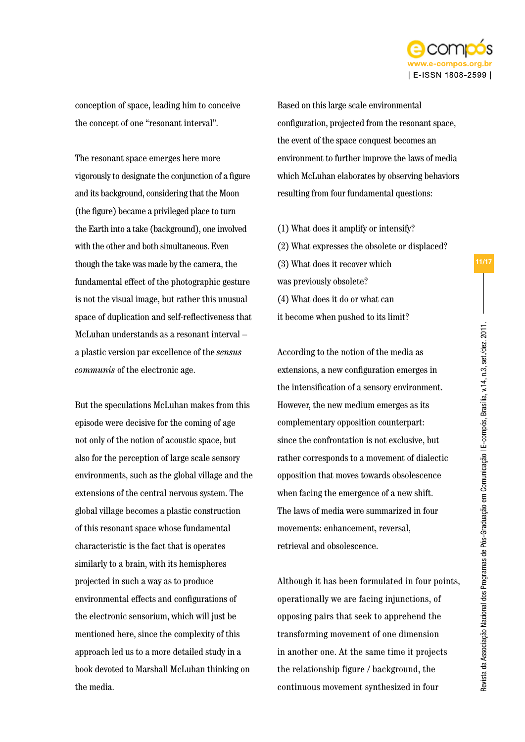conception of space, leading him to conceive the concept of one “resonant interval”.

The resonant space emerges here more vigorously to designate the conjunction of a figure and its background, considering that the Moon (the figure) became a privileged place to turn the Earth into a take (background), one involved with the other and both simultaneous. Even though the take was made by the camera, the fundamental effect of the photographic gesture is not the visual image, but rather this unusual space of duplication and self-reflectiveness that McLuhan understands as a resonant interval – a plastic version par excellence of the *sensus communis* of the electronic age.

But the speculations McLuhan makes from this episode were decisive for the coming of age not only of the notion of acoustic space, but also for the perception of large scale sensory environments, such as the global village and the extensions of the central nervous system. The global village becomes a plastic construction of this resonant space whose fundamental characteristic is the fact that is operates similarly to a brain, with its hemispheres projected in such a way as to produce environmental effects and configurations of the electronic sensorium, which will just be mentioned here, since the complexity of this approach led us to a more detailed study in a book devoted to Marshall McLuhan thinking on the media.

Based on this large scale environmental configuration, projected from the resonant space, the event of the space conquest becomes an environment to further improve the laws of media which McLuhan elaborates by observing behaviors resulting from four fundamental questions:

(1) What does it amplify or intensify?
(2) What expresses the obsolete or displaced?
(3) What does it recover which was previously obsolete?
(4) What does it do or what can it become when pushed to its limit?

According to the notion of the media as extensions, a new configuration emerges in the intensification of a sensory environment. However, the new medium emerges as its complementary opposition counterpart: since the confrontation is not exclusive, but rather corresponds to a movement of dialectic opposition that moves towards obsolescence when facing the emergence of a new shift. The laws of media were summarized in four movements: enhancement, reversal, retrieval and obsolescence.

Although it has been formulated in four points, operationally we are facing injunctions, of opposing pairs that seek to apprehend the transforming movement of one dimension in another one. At the same time it projects the relationship figure / background, the continuous movement synthesized in four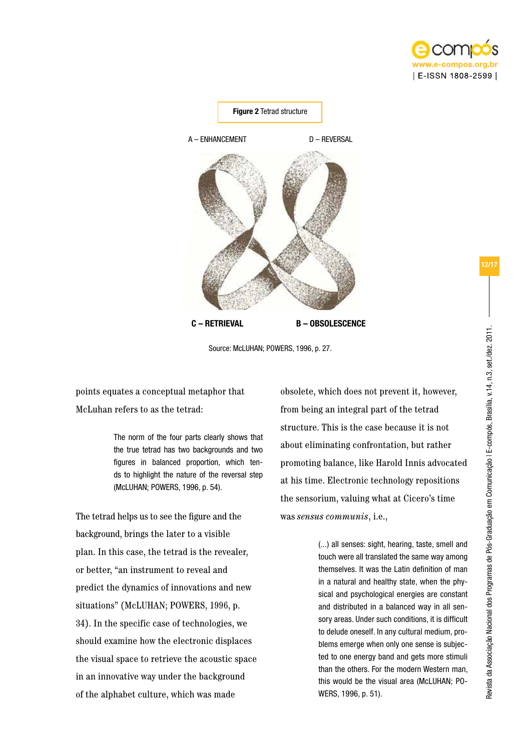**Figure 2** Tetrad structure

A – ENHANCEMENT

D – REVERSAL

**C – RETRIEVAL**

**B – OBSOLESCENCE**

Source: McLUHAN; POWERS, 1996, p. 27.

points equates a conceptual metaphor that McLuhan refers to as the tetrad:

> The norm of the four parts clearly shows that the true tetrad has two backgrounds and two figures in balanced proportion, which tends to highlight the nature of the reversal step (McLUHAN; POWERS, 1996, p. 54).

The tetrad helps us to see the figure and the background, brings the later to a visible plan. In this case, the tetrad is the revealer, or better, "an instrument to reveal and predict the dynamics of innovations and new situations" (McLUHAN; POWERS, 1996, p. 34). In the specific case of technologies, we should examine how the electronic displaces the visual space to retrieve the acoustic space in an innovative way under the background of the alphabet culture, which was made obsolete, which does not prevent it, however, from being an integral part of the tetrad structure. This is the case because it is not about eliminating confrontation, but rather promoting balance, like Harold Innis advocated at his time. Electronic technology repositions the sensorium, valuing what at Cicero's time was *sensus communis*, i.e.,

> (...) all senses: sight, hearing, taste, smell and touch were all translated the same way among themselves. It was the Latin definition of man in a natural and healthy state, when the physical and psychological energies are constant and distributed in a balanced way in all sensory areas. Under such conditions, it is difficult to delude oneself. In any cultural medium, problems emerge when only one sense is subjected to one energy band and gets more stimuli than the others. For the modern Western man, this would be the visual area (McLUHAN; POWERS, 1996, p. 51).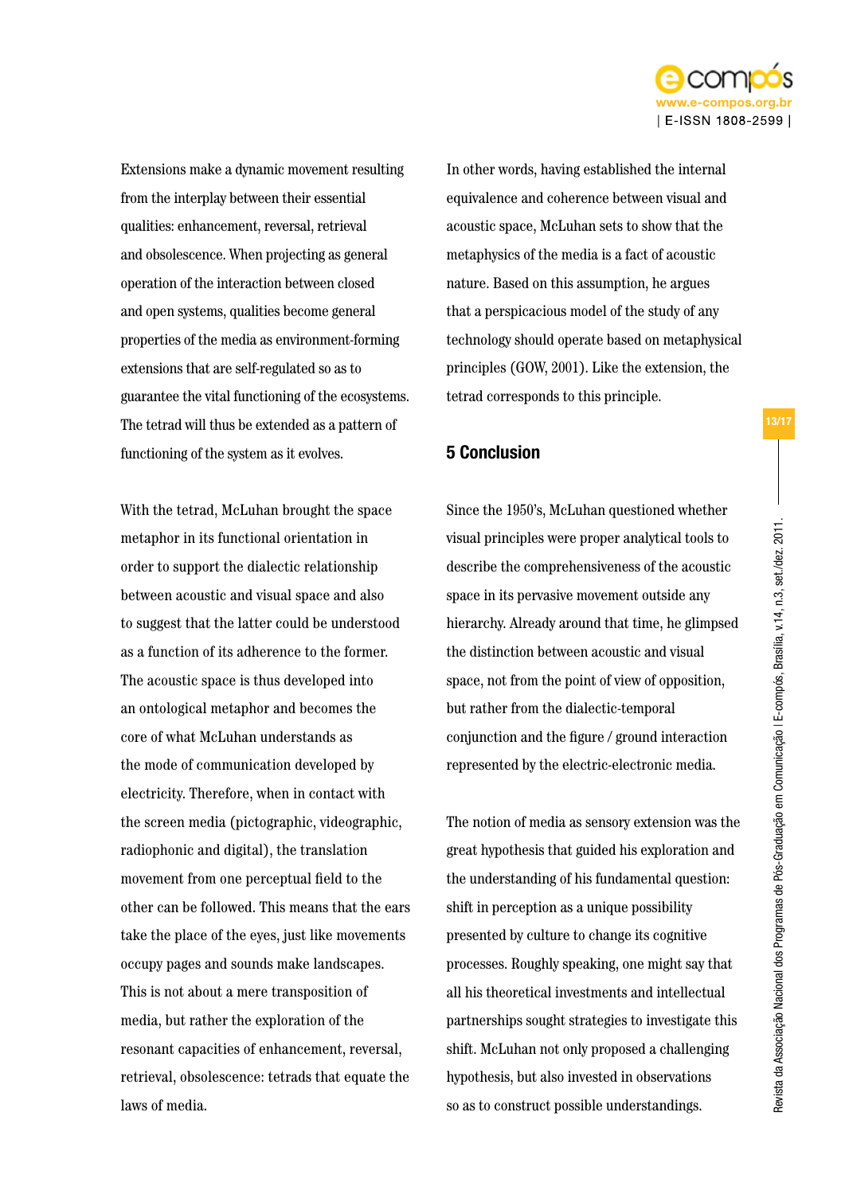Extensions make a dynamic movement resulting from the interplay between their essential qualities: enhancement, reversal, retrieval and obsolescence. When projecting as general operation of the interaction between closed and open systems, qualities become general properties of the media as environment-forming extensions that are self-regulated so as to guarantee the vital functioning of the ecosystems. The tetrad will thus be extended as a pattern of functioning of the system as it evolves.

With the tetrad, McLuhan brought the space metaphor in its functional orientation in order to support the dialectic relationship between acoustic and visual space and also to suggest that the latter could be understood as a function of its adherence to the former. The acoustic space is thus developed into an ontological metaphor and becomes the core of what McLuhan understands as the mode of communication developed by electricity. Therefore, when in contact with the screen media (pictographic, videographic, radiophonic and digital), the translation movement from one perceptual field to the other can be followed. This means that the ears take the place of the eyes, just like movements occupy pages and sounds make landscapes. This is not about a mere transposition of media, but rather the exploration of the resonant capacities of enhancement, reversal, retrieval, obsolescence: tetrads that equate the laws of media.

In other words, having established the internal equivalence and coherence between visual and acoustic space, McLuhan sets to show that the metaphysics of the media is a fact of acoustic nature. Based on this assumption, he argues that a perspicacious model of the study of any technology should operate based on metaphysical principles (GOW, 2001). Like the extension, the tetrad corresponds to this principle.

## 5 Conclusion

Since the 1950's, McLuhan questioned whether visual principles were proper analytical tools to describe the comprehensiveness of the acoustic space in its pervasive movement outside any hierarchy. Already around that time, he glimpsed the distinction between acoustic and visual space, not from the point of view of opposition, but rather from the dialectic-temporal conjunction and the figure / ground interaction represented by the electric-electronic media.

The notion of media as sensory extension was the great hypothesis that guided his exploration and the understanding of his fundamental question: shift in perception as a unique possibility presented by culture to change its cognitive processes. Roughly speaking, one might say that all his theoretical investments and intellectual partnerships sought strategies to investigate this shift. McLuhan not only proposed a challenging hypothesis, but also invested in observations so as to construct possible understandings.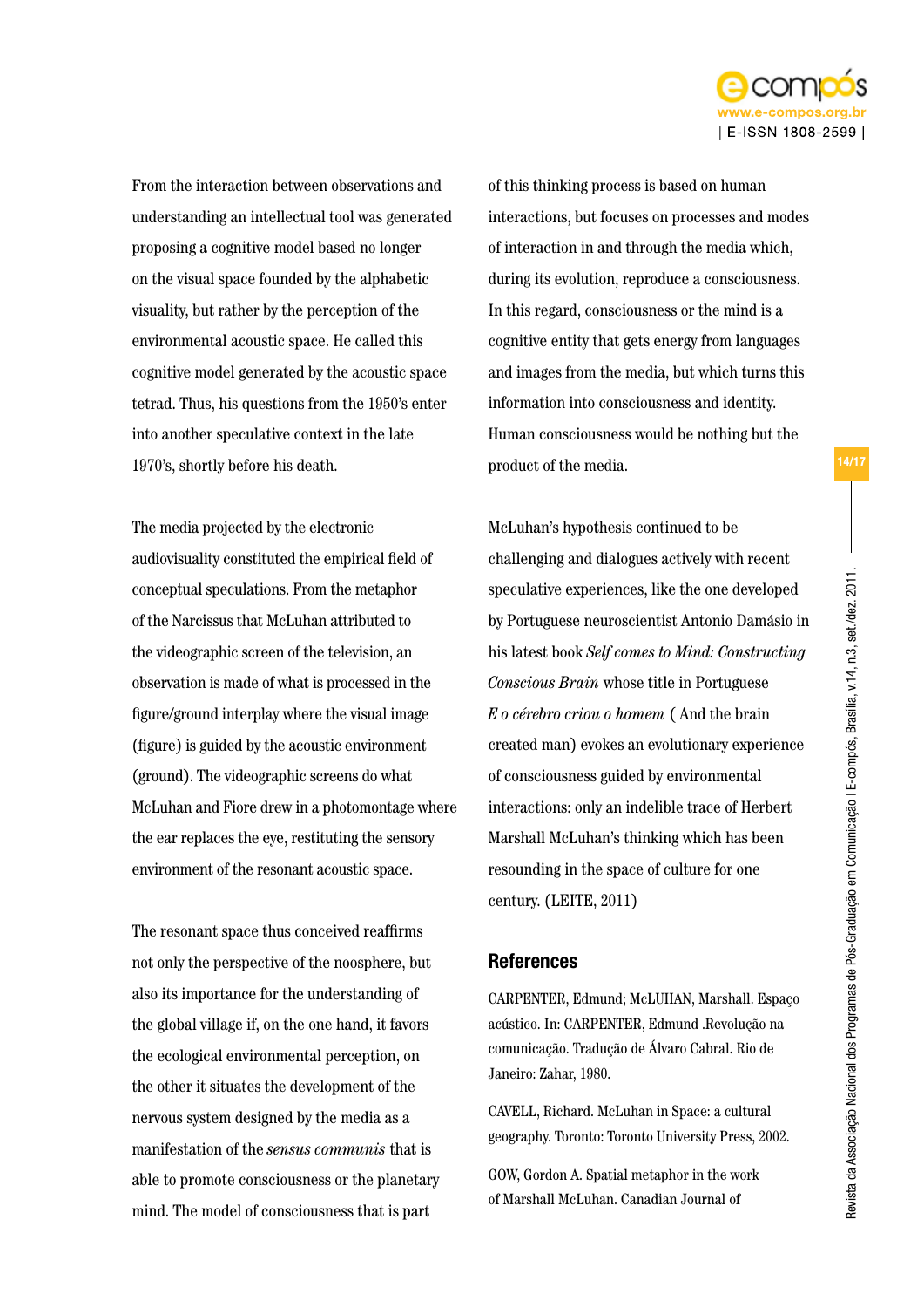From the interaction between observations and understanding an intellectual tool was generated proposing a cognitive model based no longer on the visual space founded by the alphabetic visuality, but rather by the perception of the environmental acoustic space. He called this cognitive model generated by the acoustic space tetrad. Thus, his questions from the 1950's enter into another speculative context in the late 1970's, shortly before his death.

The media projected by the electronic audiovisuality constituted the empirical field of conceptual speculations. From the metaphor of the Narcissus that McLuhan attributed to the videographic screen of the television, an observation is made of what is processed in the figure/ground interplay where the visual image (figure) is guided by the acoustic environment (ground). The videographic screens do what McLuhan and Fiore drew in a photomontage where the ear replaces the eye, restituting the sensory environment of the resonant acoustic space.

The resonant space thus conceived reaffirms not only the perspective of the noosphere, but also its importance for the understanding of the global village if, on the one hand, it favors the ecological environmental perception, on the other it situates the development of the nervous system designed by the media as a manifestation of the *sensus communis* that is able to promote consciousness or the planetary mind. The model of consciousness that is part of this thinking process is based on human interactions, but focuses on processes and modes of interaction in and through the media which, during its evolution, reproduce a consciousness. In this regard, consciousness or the mind is a cognitive entity that gets energy from languages and images from the media, but which turns this information into consciousness and identity. Human consciousness would be nothing but the product of the media.

McLuhan's hypothesis continued to be challenging and dialogues actively with recent speculative experiences, like the one developed by Portuguese neuroscientist Antonio Damásio in his latest book *Self comes to Mind: Constructing Conscious Brain* whose title in Portuguese *E o cérebro criou o homem* ( And the brain created man) evokes an evolutionary experience of consciousness guided by environmental interactions: only an indelible trace of Herbert Marshall McLuhan's thinking which has been resounding in the space of culture for one century. (LEITE, 2011)

## References

CARPENTER, Edmund; McLUHAN, Marshall. Espaço acústico. In: CARPENTER, Edmund .Revolução na comunicação. Tradução de Álvaro Cabral. Rio de Janeiro: Zahar, 1980.

CAVELL, Richard. McLuhan in Space: a cultural geography. Toronto: Toronto University Press, 2002.

GOW, Gordon A. Spatial metaphor in the work of Marshall McLuhan. Canadian Journal of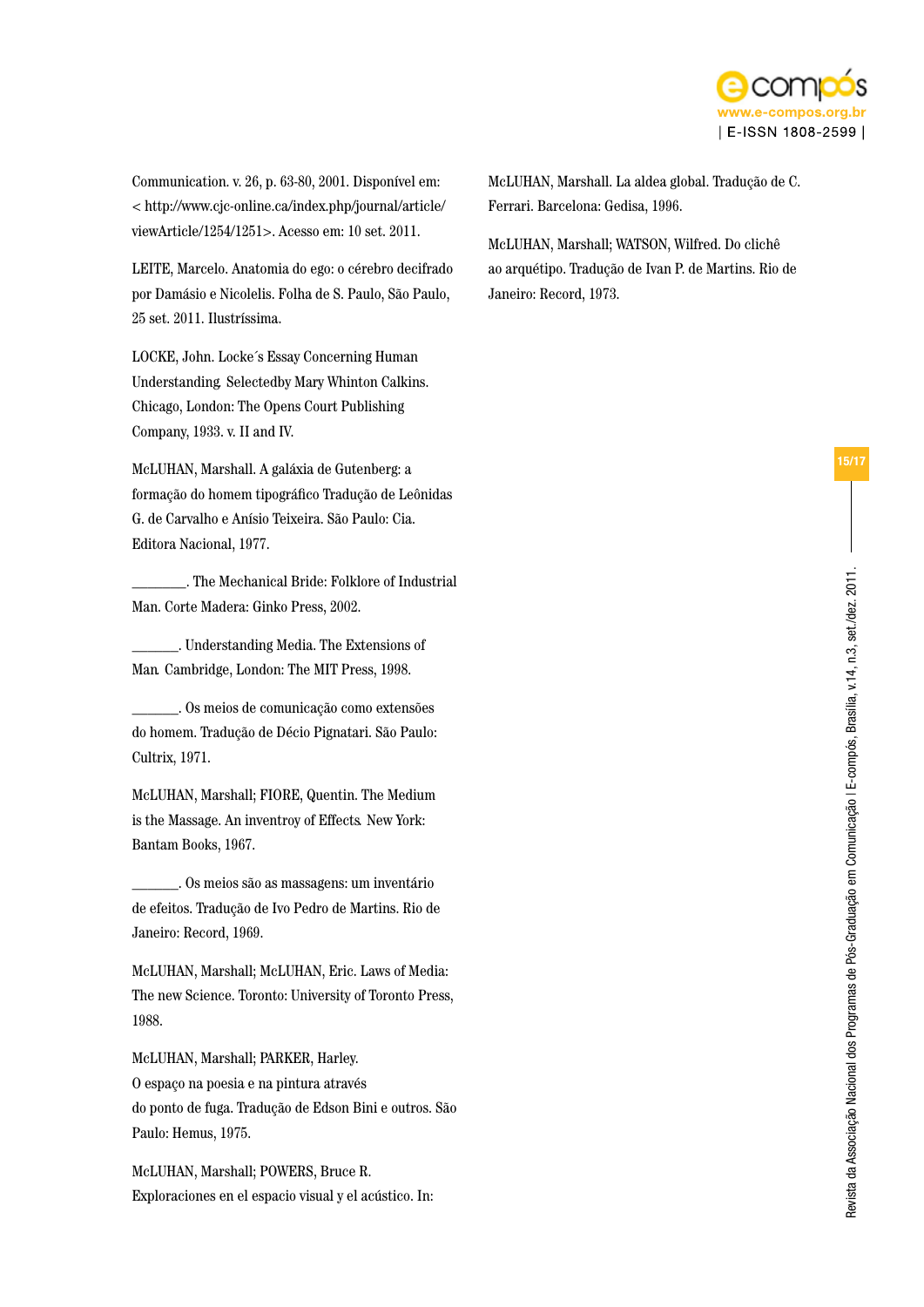Communication. v. 26, p. 63-80, 2001. Disponível em: < http://www.cjc-online.ca/index.php/journal/article/viewArticle/1254/1251>. Acesso em: 10 set. 2011.

LEITE, Marcelo. Anatomia do ego: o cérebro decifrado por Damásio e Nicolelis. Folha de S. Paulo, São Paulo, 25 set. 2011. Ilustríssima.

LOCKE, John. Locke´s Essay Concerning Human Understanding. Selectedby Mary Whinton Calkins. Chicago, London: The Opens Court Publishing Company, 1933. v. II and IV.

McLUHAN, Marshall. A galáxia de Gutenberg: a formação do homem tipográfico Tradução de Leônidas G. de Carvalho e Anísio Teixeira. São Paulo: Cia. Editora Nacional, 1977.

________. The Mechanical Bride: Folklore of Industrial Man. Corte Madera: Ginko Press, 2002.

_______. Understanding Media. The Extensions of Man. Cambridge, London: The MIT Press, 1998.

_______. Os meios de comunicação como extensões do homem. Tradução de Décio Pignatari. São Paulo: Cultrix, 1971.

McLUHAN, Marshall; FIORE, Quentin. The Medium is the Massage. An inventroy of Effects. New York: Bantam Books, 1967.

_______. Os meios são as massagens: um inventário de efeitos. Tradução de Ivo Pedro de Martins. Rio de Janeiro: Record, 1969.

McLUHAN, Marshall; McLUHAN, Eric. Laws of Media: The new Science. Toronto: University of Toronto Press, 1988.

McLUHAN, Marshall; PARKER, Harley. O espaço na poesia e na pintura através do ponto de fuga. Tradução de Edson Bini e outros. São Paulo: Hemus, 1975.

McLUHAN, Marshall; POWERS, Bruce R. Exploraciones en el espacio visual y el acústico. In:

McLUHAN, Marshall. La aldea global. Tradução de C. Ferrari. Barcelona: Gedisa, 1996.

McLUHAN, Marshall; WATSON, Wilfred. Do clichê ao arquétipo. Tradução de Ivan P. de Martins. Rio de Janeiro: Record, 1973.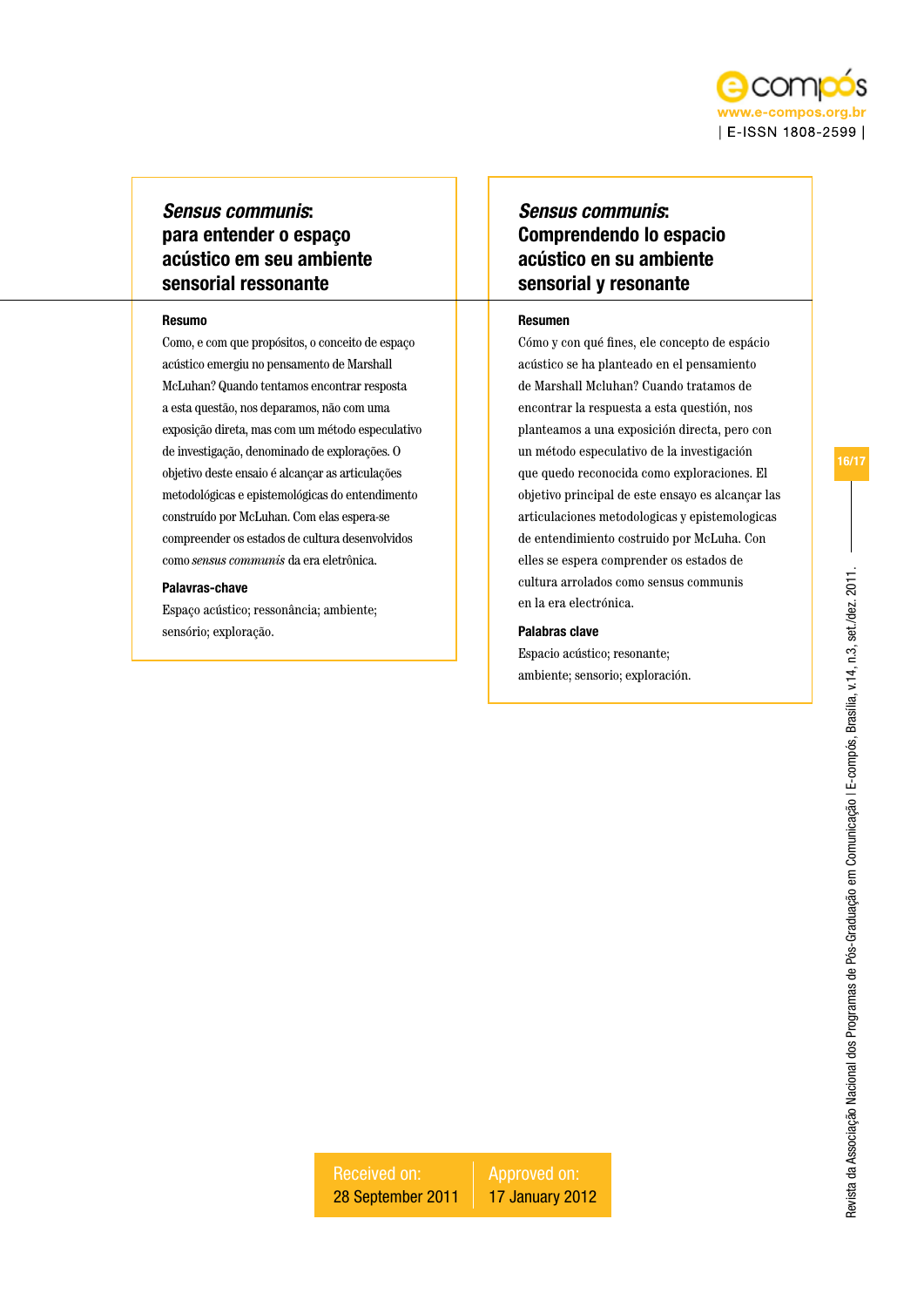## *Sensus communis*: para entender o espaço acústico em seu ambiente sensorial ressonante

**Resumo**

Como, e com que propósitos, o conceito de espaço acústico emergiu no pensamento de Marshall McLuhan? Quando tentamos encontrar resposta a esta questão, nos deparamos, não com uma exposição direta, mas com um método especulativo de investigação, denominado de explorações. O objetivo deste ensaio é alcançar as articulações metodológicas e epistemológicas do entendimento construído por McLuhan. Com elas espera-se compreender os estados de cultura desenvolvidos como *sensus communis* da era eletrônica.

**Palavras-chave**

Espaço acústico; ressonância; ambiente; sensório; exploração.

## *Sensus communis*: Comprendendo lo espacio acústico en su ambiente sensorial y resonante

**Resumen**

Cómo y con qué fines, ele concepto de espácio acústico se ha planteado en el pensamiento de Marshall Mcluhan? Cuando tratamos de encontrar la respuesta a esta questión, nos planteamos a una exposición directa, pero con un método especulativo de la investigación que quedo reconocida como exploraciones. El objetivo principal de este ensayo es alcançar las articulaciones metodologicas y epistemologicas de entendimiento costruido por McLuha. Con elles se espera comprender os estados de cultura arrolados como sensus communis en la era electrónica.

**Palabras clave**

Espacio acústico; resonante; ambiente; sensorio; exploración.

Received on: 28 September 2011

Approved on: 17 January 2012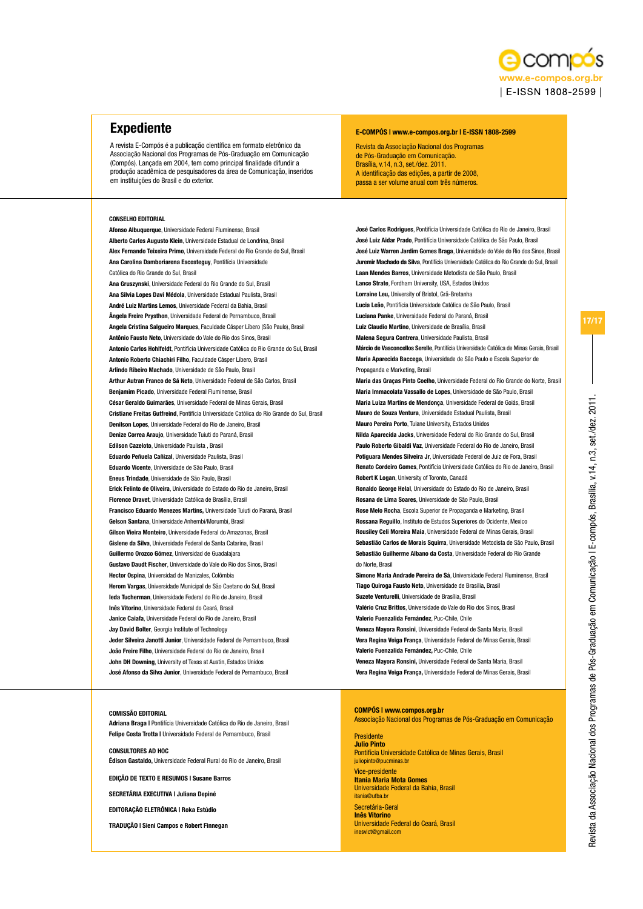# Expediente

A revista E-Compós é a publicação científica em formato eletrônico da Associação Nacional dos Programas de Pós-Graduação em Comunicação (Compós). Lançada em 2004, tem como principal finalidade difundir a produção acadêmica de pesquisadores da área de Comunicação, inseridos em instituições do Brasil e do exterior.

**E-COMPÓS I www.e-compos.org.br I E-ISSN 1808-2599**

Revista da Associação Nacional dos Programas de Pós-Graduação em Comunicação.
Brasília, v.14, n.3, set./dez. 2011.
A identificação das edições, a partir de 2008, passa a ser volume anual com três números.

**CONSELHO EDITORIAL**

**Afonso Albuquerque**, Universidade Federal Fluminense, Brasil
**Alberto Carlos Augusto Klein**, Universidade Estadual de Londrina, Brasil
**Alex Fernando Teixeira Primo**, Universidade Federal do Rio Grande do Sul, Brasil
**Ana Carolina Damboriarena Escosteguy**, Pontifícia Universidade Católica do Rio Grande do Sul, Brasil
**Ana Gruszynski**, Universidade Federal do Rio Grande do Sul, Brasil
**Ana Silvia Lopes Davi Médola**, Universidade Estadual Paulista, Brasil
**André Luiz Martins Lemos**, Universidade Federal da Bahia, Brasil
**Ângela Freire Prysthon**, Universidade Federal de Pernambuco, Brasil
**Angela Cristina Salgueiro Marques**, Faculdade Cásper Líbero (São Paulo), Brasil
**Antônio Fausto Neto**, Universidade do Vale do Rio dos Sinos, Brasil
**Antonio Carlos Hohlfeldt**, Pontifícia Universidade Católica do Rio Grande do Sul, Brasil
**Antonio Roberto Chiachiri Filho**, Faculdade Cásper Líbero, Brasil
**Arlindo Ribeiro Machado**, Universidade de São Paulo, Brasil
**Arthur Autran Franco de Sá Neto**, Universidade Federal de São Carlos, Brasil
**Benjamim Picado**, Universidade Federal Fluminense, Brasil
**César Geraldo Guimarães**, Universidade Federal de Minas Gerais, Brasil
**Cristiane Freitas Gutfreind**, Pontifícia Universidade Católica do Rio Grande do Sul, Brasil
**Denilson Lopes**, Universidade Federal do Rio de Janeiro, Brasil
**Denize Correa Araujo**, Universidade Tuiuti do Paraná, Brasil
**Edilson Cazeloto**, Universidade Paulista , Brasil
**Eduardo Peñuela Cañizal**, Universidade Paulista, Brasil
**Eduardo Vicente**, Universidade de São Paulo, Brasil
**Eneus Trindade**, Universidade de São Paulo, Brasil
**Erick Felinto de Oliveira**, Universidade do Estado do Rio de Janeiro, Brasil
**Florence Dravet**, Universidade Católica de Brasília, Brasil
**Francisco Eduardo Menezes Martins,** Universidade Tuiuti do Paraná, Brasil
**Gelson Santana**, Universidade Anhembi/Morumbi, Brasil
**Gilson Vieira Monteiro**, Universidade Federal do Amazonas, Brasil
**Gislene da Silva**, Universidade Federal de Santa Catarina, Brasil
**Guillermo Orozco Gómez**, Universidad de Guadalajara
**Gustavo Daudt Fischer**, Universidade do Vale do Rio dos Sinos, Brasil
**Hector Ospina**, Universidad de Manizales, Colômbia
**Herom Vargas**, Universidade Municipal de São Caetano do Sul, Brasil
**Ieda Tucherman**, Universidade Federal do Rio de Janeiro, Brasil
**Inês Vitorino**, Universidade Federal do Ceará, Brasil
**Janice Caiafa**, Universidade Federal do Rio de Janeiro, Brasil
**Jay David Bolter**, Georgia Institute of Technology
**Jeder Silveira Janotti Junior**, Universidade Federal de Pernambuco, Brasil
**João Freire Filho**, Universidade Federal do Rio de Janeiro, Brasil
**John DH Downing**, University of Texas at Austin, Estados Unidos
**José Afonso da Silva Junior**, Universidade Federal de Pernambuco, Brasil
**José Carlos Rodrigues**, Pontifícia Universidade Católica do Rio de Janeiro, Brasil
**José Luiz Aidar Prado**, Pontifícia Universidade Católica de São Paulo, Brasil
**José Luiz Warren Jardim Gomes Braga**, Universidade do Vale do Rio dos Sinos, Brasil
**Juremir Machado da Silva**, Pontifícia Universidade Católica do Rio Grande do Sul, Brasil
**Laan Mendes Barros**, Universidade Metodista de São Paulo, Brasil
**Lance Strate**, Fordham University, USA, Estados Unidos
**Lorraine Leu,** University of Bristol, Grã-Bretanha
**Lucia Leão**, Pontifícia Universidade Católica de São Paulo, Brasil
**Luciana Panke**, Universidade Federal do Paraná, Brasil
**Luiz Claudio Martino**, Universidade de Brasília, Brasil
**Malena Segura Contrera**, Universidade Paulista, Brasil
**Márcio de Vasconcellos Serelle**, Pontifícia Universidade Católica de Minas Gerais, Brasil
**Maria Aparecida Baccega**, Universidade de São Paulo e Escola Superior de Propaganda e Marketing, Brasil
**Maria das Graças Pinto Coelho**, Universidade Federal do Rio Grande do Norte, Brasil
**Maria Immacolata Vassallo de Lopes**, Universidade de São Paulo, Brasil
**Maria Luiza Martins de Mendonça**, Universidade Federal de Goiás, Brasil
**Mauro de Souza Ventura**, Universidade Estadual Paulista, Brasil
**Mauro Pereira Porto**, Tulane University, Estados Unidos
**Nilda Aparecida Jacks**, Universidade Federal do Rio Grande do Sul, Brasil
**Paulo Roberto Gibaldi Vaz**, Universidade Federal do Rio de Janeiro, Brasil
**Potiguara Mendes Silveira Jr**, Universidade Federal de Juiz de Fora, Brasil
**Renato Cordeiro Gomes**, Pontifícia Universidade Católica do Rio de Janeiro, Brasil
**Robert K Logan**, University of Toronto, Canadá
**Ronaldo George Helal**, Universidade do Estado do Rio de Janeiro, Brasil
**Rosana de Lima Soares**, Universidade de São Paulo, Brasil
**Rose Melo Rocha**, Escola Superior de Propaganda e Marketing, Brasil
**Rossana Reguillo**, Instituto de Estudos Superiores do Ocidente, Mexico
**Rousiley Celi Moreira Maia**, Universidade Federal de Minas Gerais, Brasil
**Sebastião Carlos de Morais Squirra**, Universidade Metodista de São Paulo, Brasil
**Sebastião Guilherme Albano da Costa**, Universidade Federal do Rio Grande do Norte, Brasil
**Simone Maria Andrade Pereira de Sá**, Universidade Federal Fluminense, Brasil
**Tiago Quiroga Fausto Neto**, Universidade de Brasília, Brasil
**Suzete Venturelli**, Universidade de Brasília, Brasil
**Valério Cruz Brittos**, Universidade do Vale do Rio dos Sinos, Brasil
**Valerio Fuenzalida Fernández**, Puc-Chile, Chile
**Veneza Mayora Ronsini**, Universidade Federal de Santa Maria, Brasil
**Vera Regina Veiga França**, Universidade Federal de Minas Gerais, Brasil
**Valerio Fuenzalida Fernández,** Puc-Chile, Chile
**Veneza Mayora Ronsini,** Universidade Federal de Santa Maria, Brasil
**Vera Regina Veiga França,** Universidade Federal de Minas Gerais, Brasil

**COMISSÃO EDITORIAL**

**Adriana Braga I** Pontifícia Universidade Católica do Rio de Janeiro, Brasil
**Felipe Costa Trotta I** Universidade Federal de Pernambuco, Brasil

**CONSULTORES AD HOC**

**Édison Gastaldo,** Universidade Federal Rural do Rio de Janeiro, Brasil

**EDIÇÃO DE TEXTO E RESUMOS I Susane Barros**

**SECRETÁRIA EXECUTIVA I Juliana Depiné**

**EDITORAÇÃO ELETRÔNICA I Roka Estúdio**

**TRADUÇÃO I Sieni Campos e Robert Finnegan**

**COMPÓS I www.compos.org.br**
Associação Nacional dos Programas de Pós-Graduação em Comunicação

Presidente
**Julio Pinto**
Pontifícia Universidade Católica de Minas Gerais, Brasil
juliopinto@pucminas.br

Vice-presidente
**Itania Maria Mota Gomes**
Universidade Federal da Bahia, Brasil
itania@ufba.br

Secretária-Geral
**Inês Vitorino**
Universidade Federal do Ceará, Brasil
inesvict@gmail.com